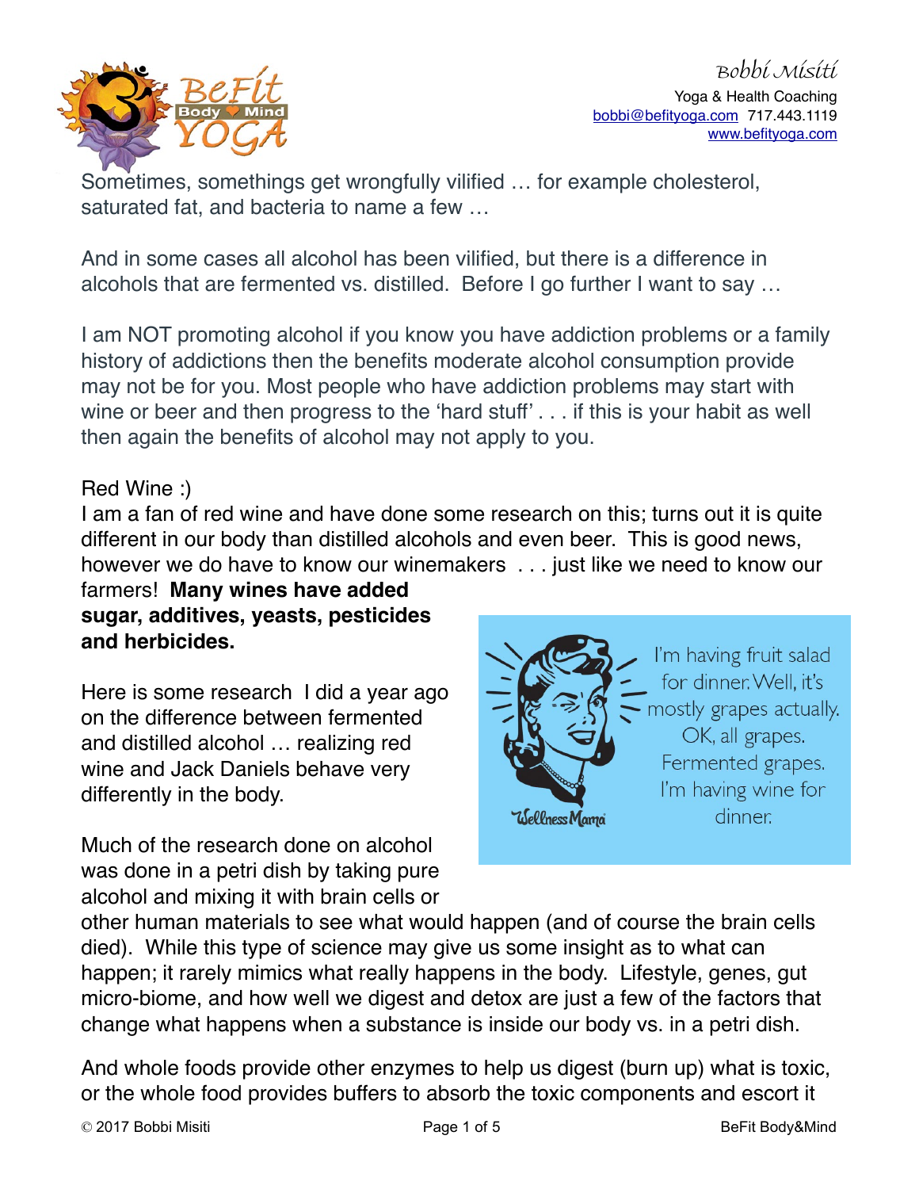Sometimes, somethings get wrongfully vilified … for example cholesterol, saturated fat, and bacteria to name a few …

And in some cases all alcohol has been vilified, but there is a difference in alcohols that are fermented vs. distilled. Before I go further I want to say …

I am NOT promoting alcohol if you know you have addiction problems or a family history of addictions then the benefits moderate alcohol consumption provide may not be for you. Most people who have addiction problems may start with wine or beer and then progress to the 'hard stuff' . . . if this is your habit as well then again the benefits of alcohol may not apply to you.

Red Wine :)
I am a fan of red wine and have done some research on this; turns out it is quite different in our body than distilled alcohols and even beer. This is good news, however we do have to know our winemakers . . . just like we need to know our farmers! **Many wines have added sugar, additives, yeasts, pesticides and herbicides.**

I'm having fruit salad for dinner. Well, it's mostly grapes actually. OK, all grapes. Fermented grapes. I'm having wine for dinner.

Here is some research I did a year ago on the difference between fermented and distilled alcohol … realizing red wine and Jack Daniels behave very differently in the body.

Much of the research done on alcohol was done in a petri dish by taking pure alcohol and mixing it with brain cells or other human materials to see what would happen (and of course the brain cells died). While this type of science may give us some insight as to what can happen; it rarely mimics what really happens in the body. Lifestyle, genes, gut micro-biome, and how well we digest and detox are just a few of the factors that change what happens when a substance is inside our body vs. in a petri dish.

And whole foods provide other enzymes to help us digest (burn up) what is toxic, or the whole food provides buffers to absorb the toxic components and escort it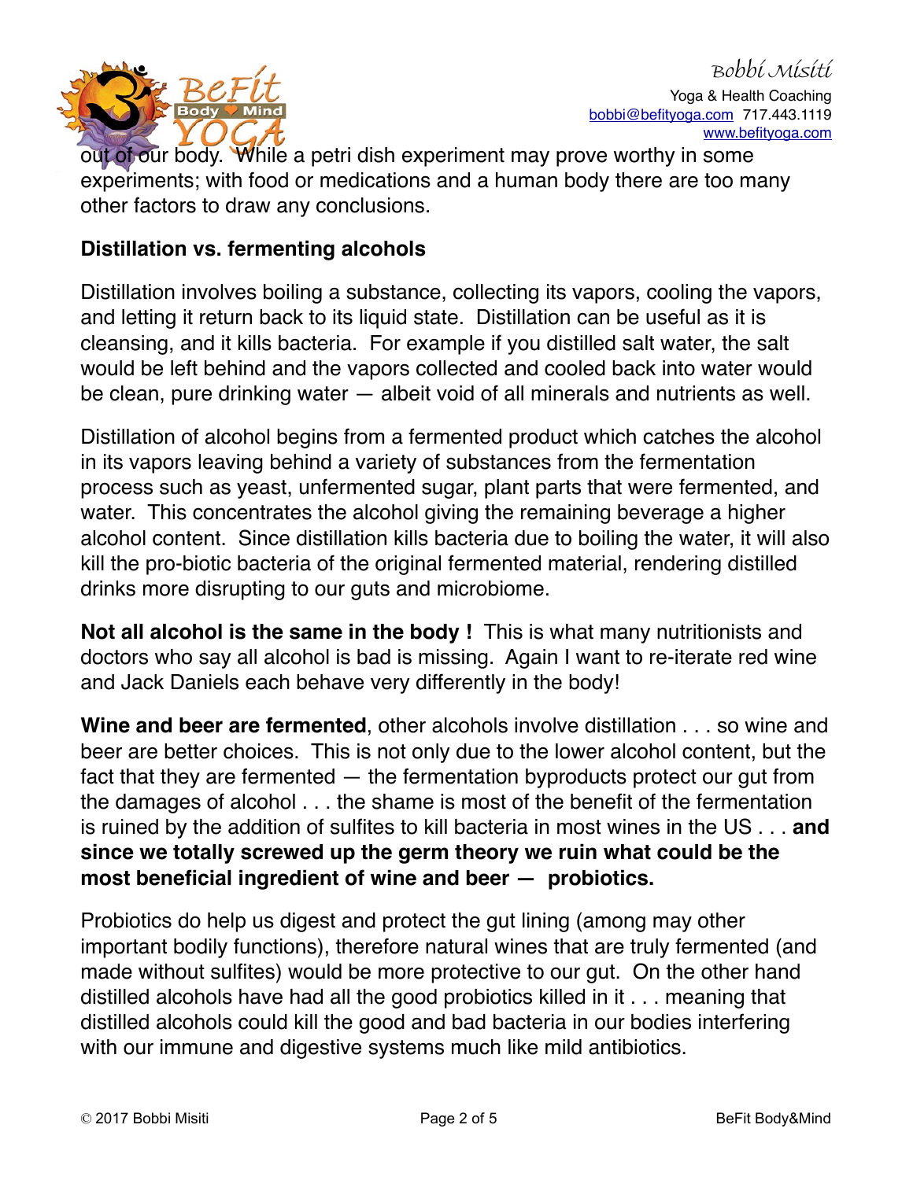out of our body. While a petri dish experiment may prove worthy in some experiments; with food or medications and a human body there are too many other factors to draw any conclusions.

## Distillation vs. fermenting alcohols

Distillation involves boiling a substance, collecting its vapors, cooling the vapors, and letting it return back to its liquid state. Distillation can be useful as it is cleansing, and it kills bacteria. For example if you distilled salt water, the salt would be left behind and the vapors collected and cooled back into water would be clean, pure drinking water — albeit void of all minerals and nutrients as well.

Distillation of alcohol begins from a fermented product which catches the alcohol in its vapors leaving behind a variety of substances from the fermentation process such as yeast, unfermented sugar, plant parts that were fermented, and water. This concentrates the alcohol giving the remaining beverage a higher alcohol content. Since distillation kills bacteria due to boiling the water, it will also kill the pro-biotic bacteria of the original fermented material, rendering distilled drinks more disrupting to our guts and microbiome.

**Not all alcohol is the same in the body !** This is what many nutritionists and doctors who say all alcohol is bad is missing. Again I want to re-iterate red wine and Jack Daniels each behave very differently in the body!

**Wine and beer are fermented**, other alcohols involve distillation . . . so wine and beer are better choices. This is not only due to the lower alcohol content, but the fact that they are fermented — the fermentation byproducts protect our gut from the damages of alcohol . . . the shame is most of the benefit of the fermentation is ruined by the addition of sulfites to kill bacteria in most wines in the US . . . **and since we totally screwed up the germ theory we ruin what could be the most beneficial ingredient of wine and beer — probiotics.**

Probiotics do help us digest and protect the gut lining (among may other important bodily functions), therefore natural wines that are truly fermented (and made without sulfites) would be more protective to our gut. On the other hand distilled alcohols have had all the good probiotics killed in it . . . meaning that distilled alcohols could kill the good and bad bacteria in our bodies interfering with our immune and digestive systems much like mild antibiotics.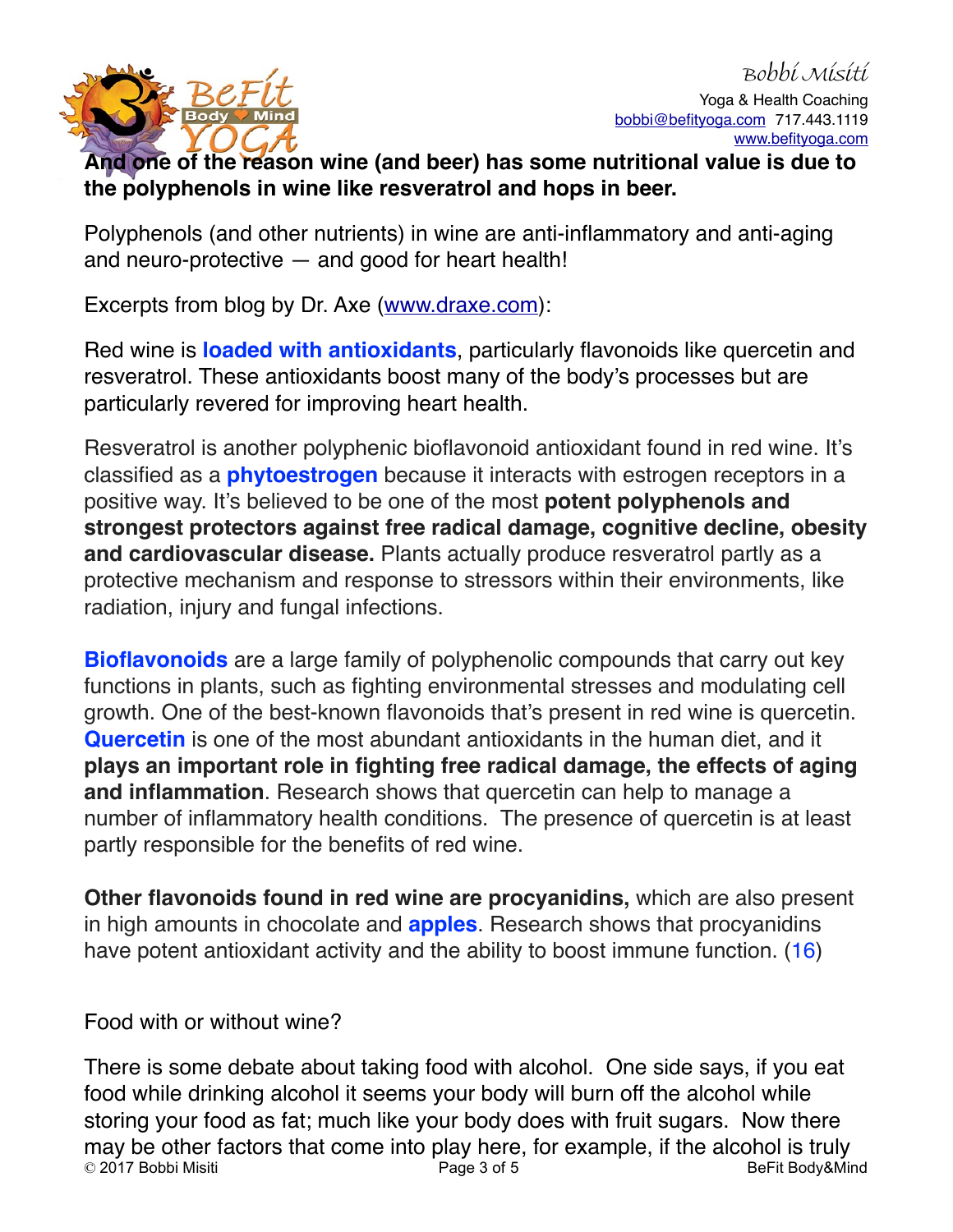**And one of the reason wine (and beer) has some nutritional value is due to the polyphenols in wine like resveratrol and hops in beer.**

Polyphenols (and other nutrients) in wine are anti-inflammatory and anti-aging and neuro-protective — and good for heart health!

Excerpts from blog by Dr. Axe (www.draxe.com):

Red wine is **loaded with antioxidants**, particularly flavonoids like quercetin and resveratrol. These antioxidants boost many of the body's processes but are particularly revered for improving heart health.

Resveratrol is another polyphenic bioflavonoid antioxidant found in red wine. It's classified as a **phytoestrogen** because it interacts with estrogen receptors in a positive way. It's believed to be one of the most **potent polyphenols and strongest protectors against free radical damage, cognitive decline, obesity and cardiovascular disease.** Plants actually produce resveratrol partly as a protective mechanism and response to stressors within their environments, like radiation, injury and fungal infections.

**Bioflavonoids** are a large family of polyphenolic compounds that carry out key functions in plants, such as fighting environmental stresses and modulating cell growth. One of the best-known flavonoids that's present in red wine is quercetin. **Quercetin** is one of the most abundant antioxidants in the human diet, and it **plays an important role in fighting free radical damage, the effects of aging and inflammation**. Research shows that quercetin can help to manage a number of inflammatory health conditions. The presence of quercetin is at least partly responsible for the benefits of red wine.

**Other flavonoids found in red wine are procyanidins,** which are also present in high amounts in chocolate and **apples**. Research shows that procyanidins have potent antioxidant activity and the ability to boost immune function. (16)

Food with or without wine?

There is some debate about taking food with alcohol. One side says, if you eat food while drinking alcohol it seems your body will burn off the alcohol while storing your food as fat; much like your body does with fruit sugars. Now there may be other factors that come into play here, for example, if the alcohol is truly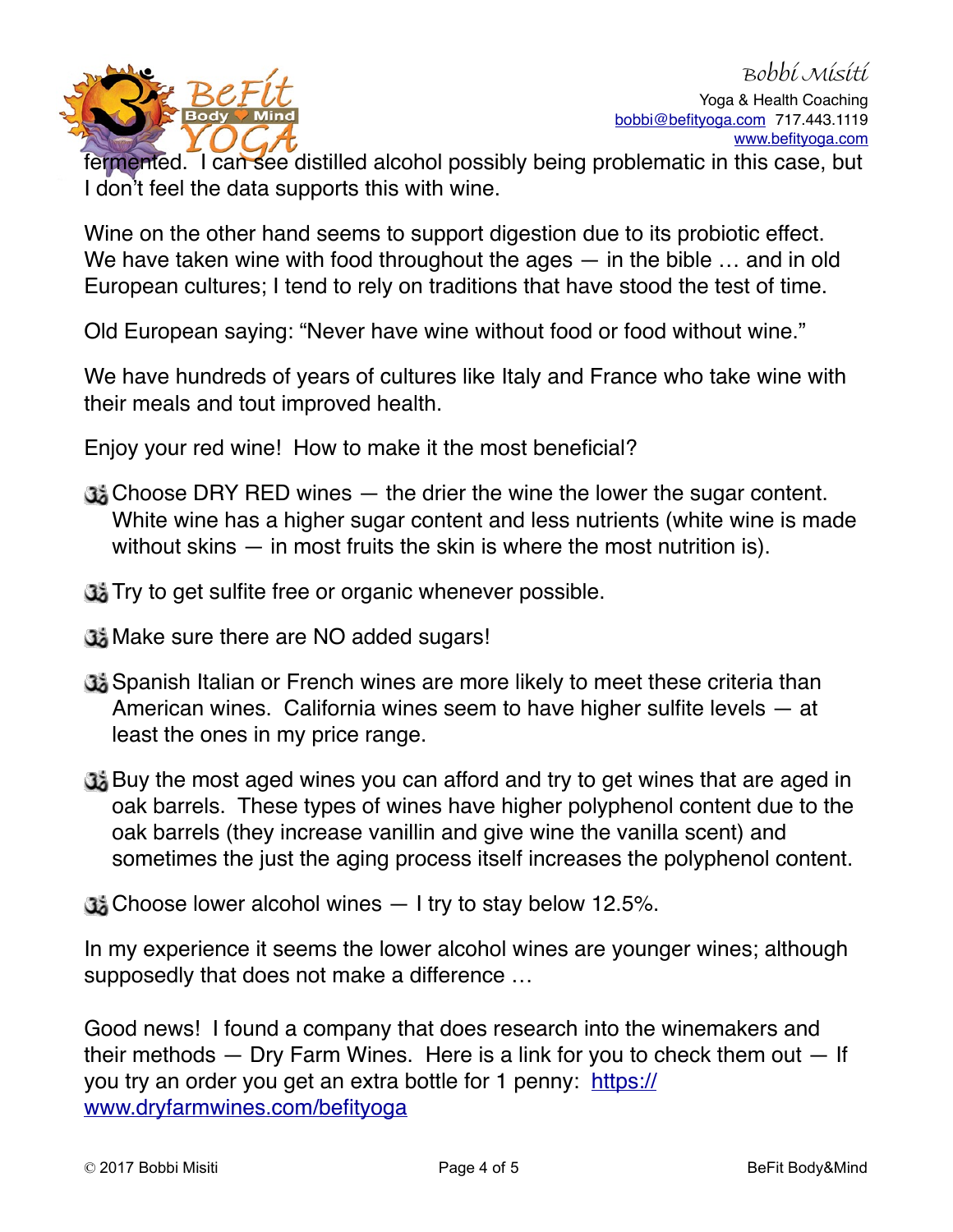fermented. I can see distilled alcohol possibly being problematic in this case, but I don't feel the data supports this with wine.

Wine on the other hand seems to support digestion due to its probiotic effect. We have taken wine with food throughout the ages — in the bible … and in old European cultures; I tend to rely on traditions that have stood the test of time.

Old European saying: "Never have wine without food or food without wine."

We have hundreds of years of cultures like Italy and France who take wine with their meals and tout improved health.

Enjoy your red wine! How to make it the most beneficial?

- Choose DRY RED wines — the drier the wine the lower the sugar content. White wine has a higher sugar content and less nutrients (white wine is made without skins — in most fruits the skin is where the most nutrition is).
- Try to get sulfite free or organic whenever possible.
- Make sure there are NO added sugars!
- Spanish Italian or French wines are more likely to meet these criteria than American wines. California wines seem to have higher sulfite levels — at least the ones in my price range.
- Buy the most aged wines you can afford and try to get wines that are aged in oak barrels. These types of wines have higher polyphenol content due to the oak barrels (they increase vanillin and give wine the vanilla scent) and sometimes the just the aging process itself increases the polyphenol content.
- Choose lower alcohol wines — I try to stay below 12.5%.

In my experience it seems the lower alcohol wines are younger wines; although supposedly that does not make a difference …

Good news! I found a company that does research into the winemakers and their methods — Dry Farm Wines. Here is a link for you to check them out — If you try an order you get an extra bottle for 1 penny: https://www.dryfarmwines.com/befityoga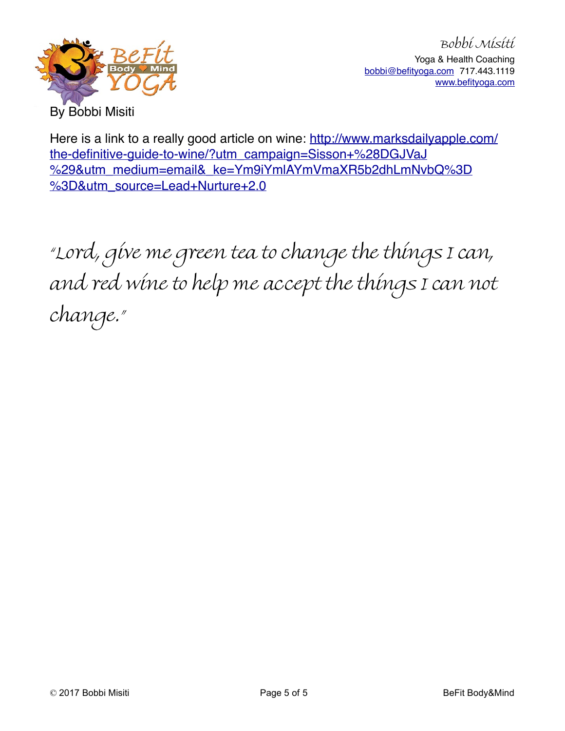By Bobbi Misiti

Here is a link to a really good article on wine: http://www.marksdailyapple.com/the-definitive-guide-to-wine/?utm_campaign=Sisson+%28DGJVaJ%29&utm_medium=email&_ke=Ym9iYmlAYmVmaXR5b2dhLmNvbQ%3D%3D&utm_source=Lead+Nurture+2.0

*"Lord, give me green tea to change the things I can, and red wine to help me accept the things I can not change."*